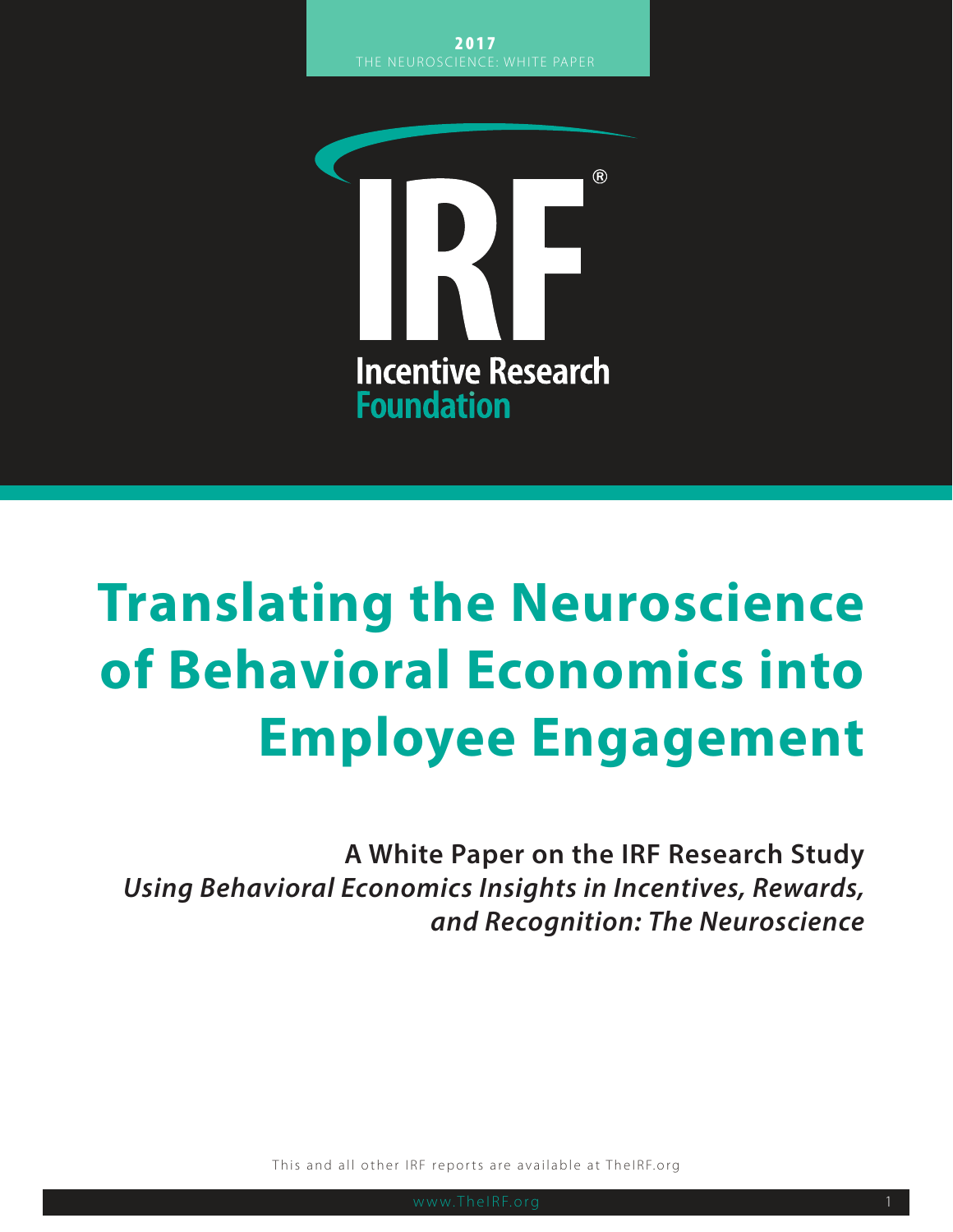**2017**
THE NEUROSCIENCE: WHITE PAPER

IRF®
Incentive Research
Foundation

# Translating the Neuroscience of Behavioral Economics into Employee Engagement

**A White Paper on the IRF Research Study**
***Using Behavioral Economics Insights in Incentives, Rewards, and Recognition: The Neuroscience***

This and all other IRF reports are available at TheIRF.org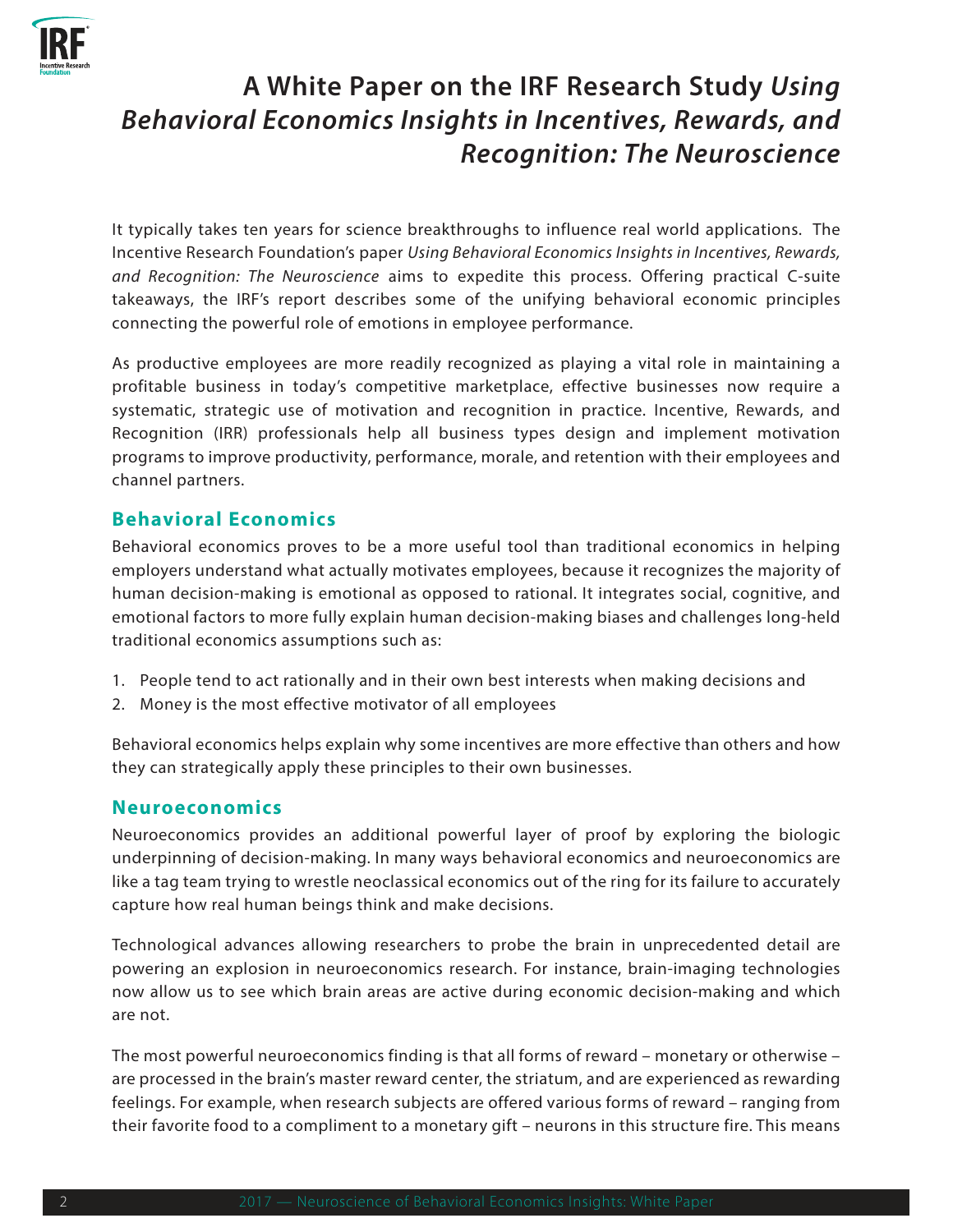# A White Paper on the IRF Research Study *Using Behavioral Economics Insights in Incentives, Rewards, and Recognition: The Neuroscience*

It typically takes ten years for science breakthroughs to influence real world applications. The Incentive Research Foundation's paper *Using Behavioral Economics Insights in Incentives, Rewards, and Recognition: The Neuroscience* aims to expedite this process. Offering practical C-suite takeaways, the IRF's report describes some of the unifying behavioral economic principles connecting the powerful role of emotions in employee performance.

As productive employees are more readily recognized as playing a vital role in maintaining a profitable business in today's competitive marketplace, effective businesses now require a systematic, strategic use of motivation and recognition in practice. Incentive, Rewards, and Recognition (IRR) professionals help all business types design and implement motivation programs to improve productivity, performance, morale, and retention with their employees and channel partners.

## Behavioral Economics

Behavioral economics proves to be a more useful tool than traditional economics in helping employers understand what actually motivates employees, because it recognizes the majority of human decision-making is emotional as opposed to rational. It integrates social, cognitive, and emotional factors to more fully explain human decision-making biases and challenges long-held traditional economics assumptions such as:

1. People tend to act rationally and in their own best interests when making decisions and
2. Money is the most effective motivator of all employees

Behavioral economics helps explain why some incentives are more effective than others and how they can strategically apply these principles to their own businesses.

## Neuroeconomics

Neuroeconomics provides an additional powerful layer of proof by exploring the biologic underpinning of decision-making. In many ways behavioral economics and neuroeconomics are like a tag team trying to wrestle neoclassical economics out of the ring for its failure to accurately capture how real human beings think and make decisions.

Technological advances allowing researchers to probe the brain in unprecedented detail are powering an explosion in neuroeconomics research. For instance, brain-imaging technologies now allow us to see which brain areas are active during economic decision-making and which are not.

The most powerful neuroeconomics finding is that all forms of reward – monetary or otherwise – are processed in the brain's master reward center, the striatum, and are experienced as rewarding feelings. For example, when research subjects are offered various forms of reward – ranging from their favorite food to a compliment to a monetary gift – neurons in this structure fire. This means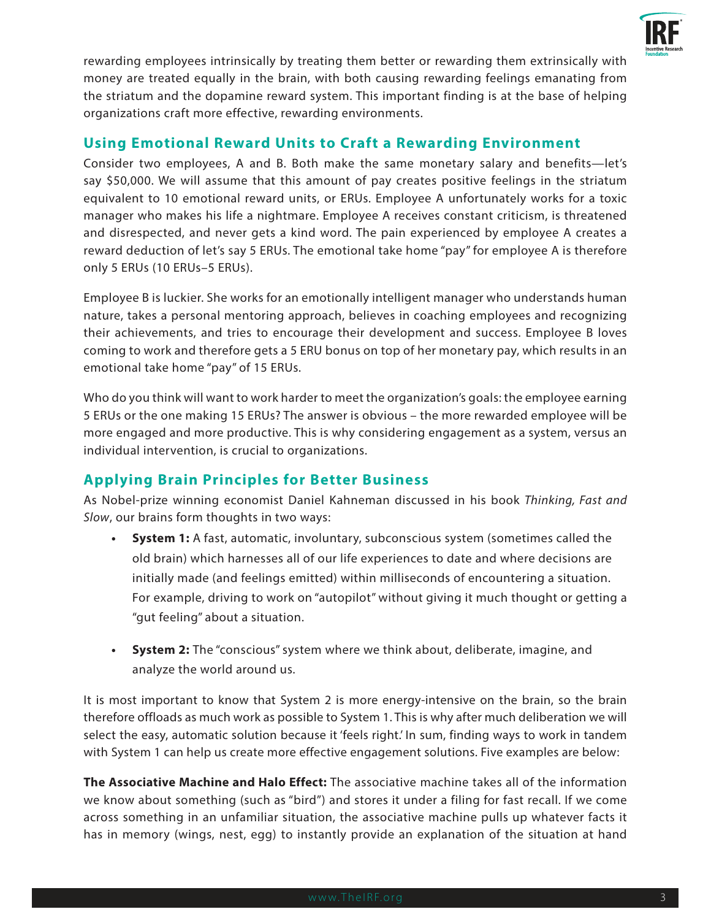rewarding employees intrinsically by treating them better or rewarding them extrinsically with money are treated equally in the brain, with both causing rewarding feelings emanating from the striatum and the dopamine reward system. This important finding is at the base of helping organizations craft more effective, rewarding environments.

## Using Emotional Reward Units to Craft a Rewarding Environment

Consider two employees, A and B. Both make the same monetary salary and benefits—let's say $50,000. We will assume that this amount of pay creates positive feelings in the striatum equivalent to 10 emotional reward units, or ERUs. Employee A unfortunately works for a toxic manager who makes his life a nightmare. Employee A receives constant criticism, is threatened and disrespected, and never gets a kind word. The pain experienced by employee A creates a reward deduction of let's say 5 ERUs. The emotional take home "pay" for employee A is therefore only 5 ERUs (10 ERUs–5 ERUs).

Employee B is luckier. She works for an emotionally intelligent manager who understands human nature, takes a personal mentoring approach, believes in coaching employees and recognizing their achievements, and tries to encourage their development and success. Employee B loves coming to work and therefore gets a 5 ERU bonus on top of her monetary pay, which results in an emotional take home "pay" of 15 ERUs.

Who do you think will want to work harder to meet the organization's goals: the employee earning 5 ERUs or the one making 15 ERUs? The answer is obvious – the more rewarded employee will be more engaged and more productive. This is why considering engagement as a system, versus an individual intervention, is crucial to organizations.

## Applying Brain Principles for Better Business

As Nobel-prize winning economist Daniel Kahneman discussed in his book *Thinking, Fast and Slow*, our brains form thoughts in two ways:

- **System 1:** A fast, automatic, involuntary, subconscious system (sometimes called the old brain) which harnesses all of our life experiences to date and where decisions are initially made (and feelings emitted) within milliseconds of encountering a situation. For example, driving to work on "autopilot" without giving it much thought or getting a "gut feeling" about a situation.

- **System 2:** The "conscious" system where we think about, deliberate, imagine, and analyze the world around us.

It is most important to know that System 2 is more energy-intensive on the brain, so the brain therefore offloads as much work as possible to System 1. This is why after much deliberation we will select the easy, automatic solution because it 'feels right.' In sum, finding ways to work in tandem with System 1 can help us create more effective engagement solutions. Five examples are below:

**The Associative Machine and Halo Effect:** The associative machine takes all of the information we know about something (such as "bird") and stores it under a filing for fast recall. If we come across something in an unfamiliar situation, the associative machine pulls up whatever facts it has in memory (wings, nest, egg) to instantly provide an explanation of the situation at hand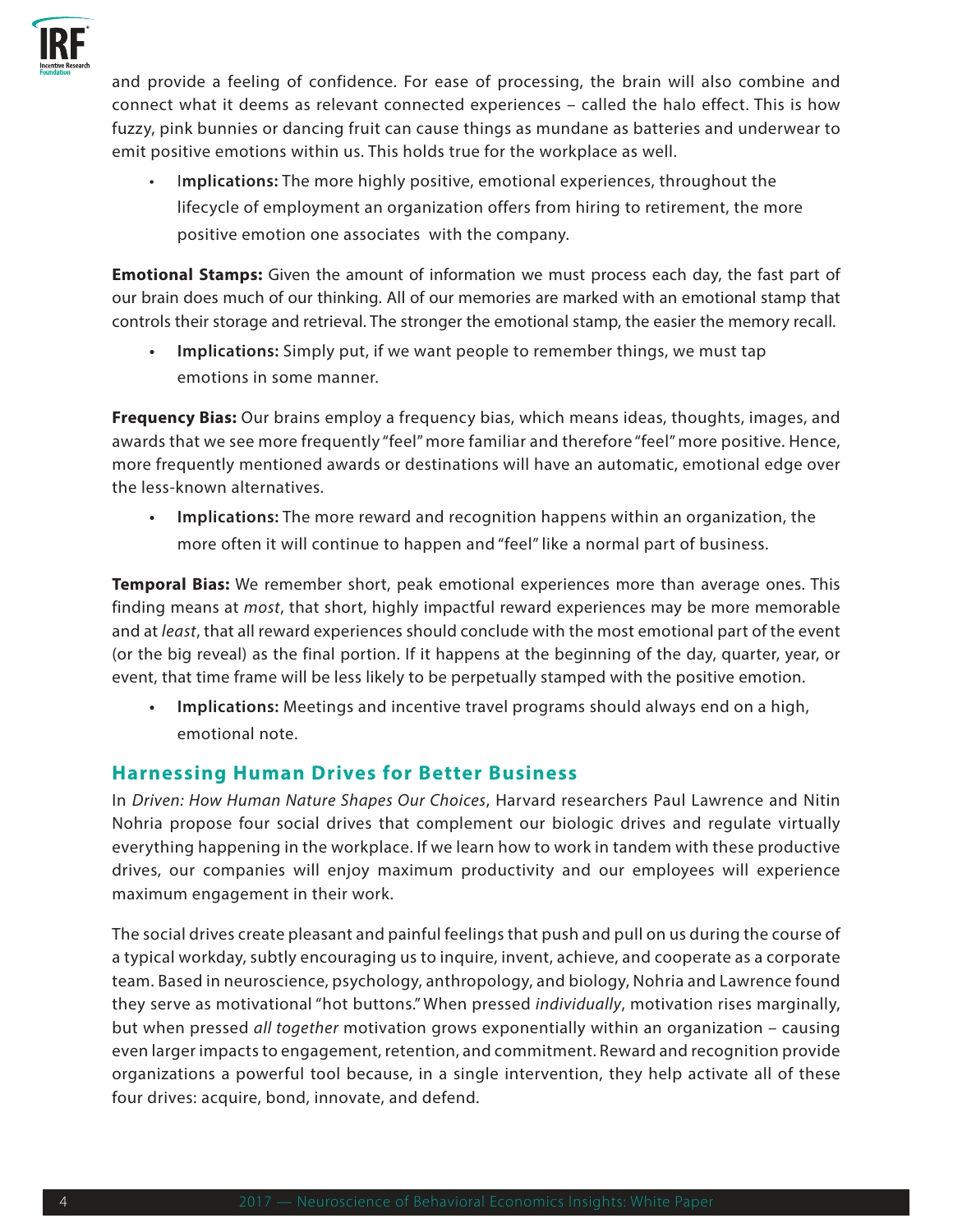and provide a feeling of confidence. For ease of processing, the brain will also combine and connect what it deems as relevant connected experiences – called the halo effect. This is how fuzzy, pink bunnies or dancing fruit can cause things as mundane as batteries and underwear to emit positive emotions within us. This holds true for the workplace as well.

- **Implications:** The more highly positive, emotional experiences, throughout the lifecycle of employment an organization offers from hiring to retirement, the more positive emotion one associates with the company.

**Emotional Stamps:** Given the amount of information we must process each day, the fast part of our brain does much of our thinking. All of our memories are marked with an emotional stamp that controls their storage and retrieval. The stronger the emotional stamp, the easier the memory recall.

- **Implications:** Simply put, if we want people to remember things, we must tap emotions in some manner.

**Frequency Bias:** Our brains employ a frequency bias, which means ideas, thoughts, images, and awards that we see more frequently "feel" more familiar and therefore "feel" more positive. Hence, more frequently mentioned awards or destinations will have an automatic, emotional edge over the less-known alternatives.

- **Implications:** The more reward and recognition happens within an organization, the more often it will continue to happen and "feel" like a normal part of business.

**Temporal Bias:** We remember short, peak emotional experiences more than average ones. This finding means at *most*, that short, highly impactful reward experiences may be more memorable and at *least*, that all reward experiences should conclude with the most emotional part of the event (or the big reveal) as the final portion. If it happens at the beginning of the day, quarter, year, or event, that time frame will be less likely to be perpetually stamped with the positive emotion.

- **Implications:** Meetings and incentive travel programs should always end on a high, emotional note.

## Harnessing Human Drives for Better Business

In *Driven: How Human Nature Shapes Our Choices*, Harvard researchers Paul Lawrence and Nitin Nohria propose four social drives that complement our biologic drives and regulate virtually everything happening in the workplace. If we learn how to work in tandem with these productive drives, our companies will enjoy maximum productivity and our employees will experience maximum engagement in their work.

The social drives create pleasant and painful feelings that push and pull on us during the course of a typical workday, subtly encouraging us to inquire, invent, achieve, and cooperate as a corporate team. Based in neuroscience, psychology, anthropology, and biology, Nohria and Lawrence found they serve as motivational "hot buttons." When pressed *individually*, motivation rises marginally, but when pressed *all together* motivation grows exponentially within an organization – causing even larger impacts to engagement, retention, and commitment. Reward and recognition provide organizations a powerful tool because, in a single intervention, they help activate all of these four drives: acquire, bond, innovate, and defend.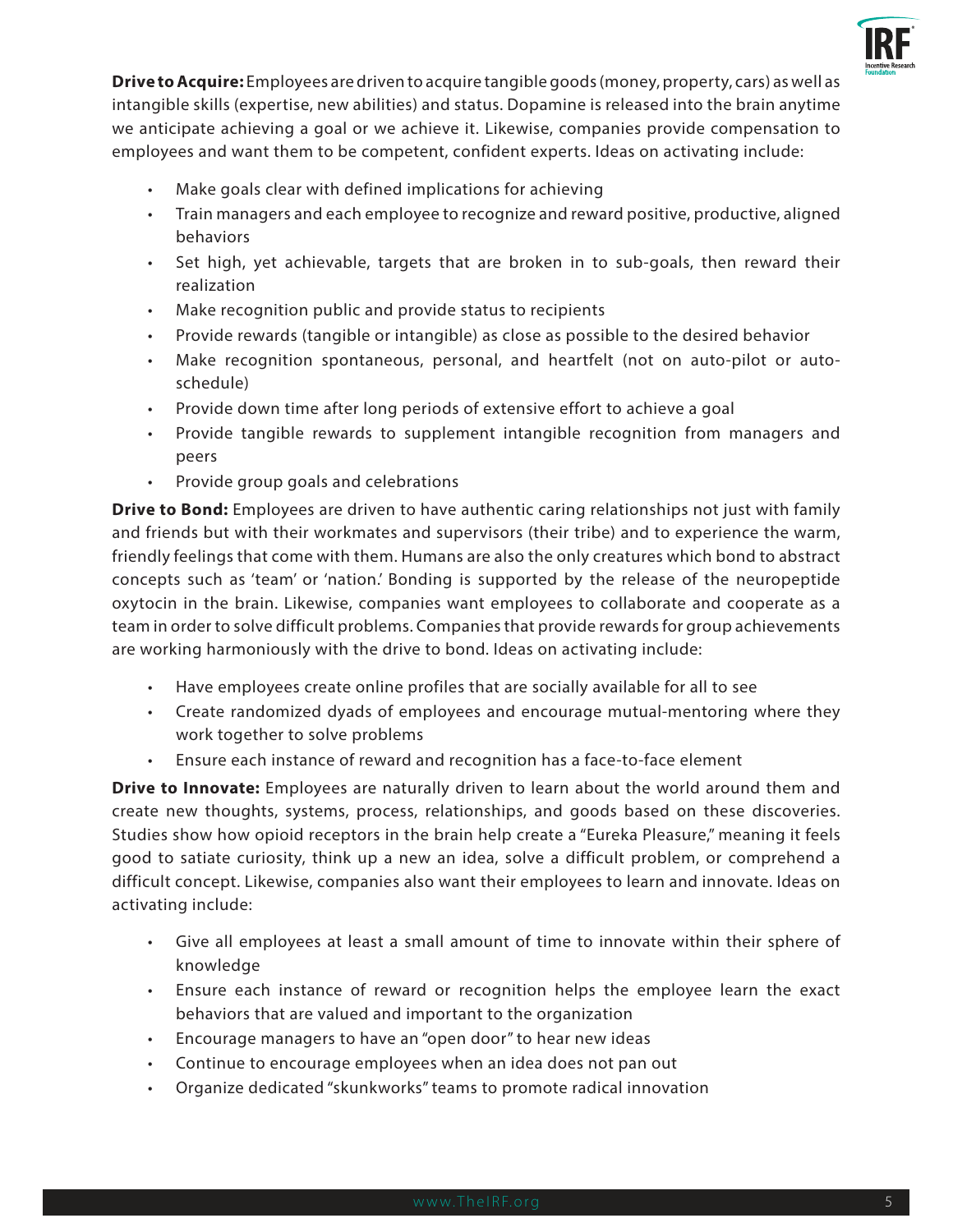**Drive to Acquire:** Employees are driven to acquire tangible goods (money, property, cars) as well as intangible skills (expertise, new abilities) and status. Dopamine is released into the brain anytime we anticipate achieving a goal or we achieve it. Likewise, companies provide compensation to employees and want them to be competent, confident experts. Ideas on activating include:

- Make goals clear with defined implications for achieving
- Train managers and each employee to recognize and reward positive, productive, aligned behaviors
- Set high, yet achievable, targets that are broken in to sub-goals, then reward their realization
- Make recognition public and provide status to recipients
- Provide rewards (tangible or intangible) as close as possible to the desired behavior
- Make recognition spontaneous, personal, and heartfelt (not on auto-pilot or auto-schedule)
- Provide down time after long periods of extensive effort to achieve a goal
- Provide tangible rewards to supplement intangible recognition from managers and peers
- Provide group goals and celebrations

**Drive to Bond:** Employees are driven to have authentic caring relationships not just with family and friends but with their workmates and supervisors (their tribe) and to experience the warm, friendly feelings that come with them. Humans are also the only creatures which bond to abstract concepts such as 'team' or 'nation.' Bonding is supported by the release of the neuropeptide oxytocin in the brain. Likewise, companies want employees to collaborate and cooperate as a team in order to solve difficult problems. Companies that provide rewards for group achievements are working harmoniously with the drive to bond. Ideas on activating include:

- Have employees create online profiles that are socially available for all to see
- Create randomized dyads of employees and encourage mutual-mentoring where they work together to solve problems
- Ensure each instance of reward and recognition has a face-to-face element

**Drive to Innovate:** Employees are naturally driven to learn about the world around them and create new thoughts, systems, process, relationships, and goods based on these discoveries. Studies show how opioid receptors in the brain help create a "Eureka Pleasure," meaning it feels good to satiate curiosity, think up a new an idea, solve a difficult problem, or comprehend a difficult concept. Likewise, companies also want their employees to learn and innovate. Ideas on activating include:

- Give all employees at least a small amount of time to innovate within their sphere of knowledge
- Ensure each instance of reward or recognition helps the employee learn the exact behaviors that are valued and important to the organization
- Encourage managers to have an "open door" to hear new ideas
- Continue to encourage employees when an idea does not pan out
- Organize dedicated "skunkworks" teams to promote radical innovation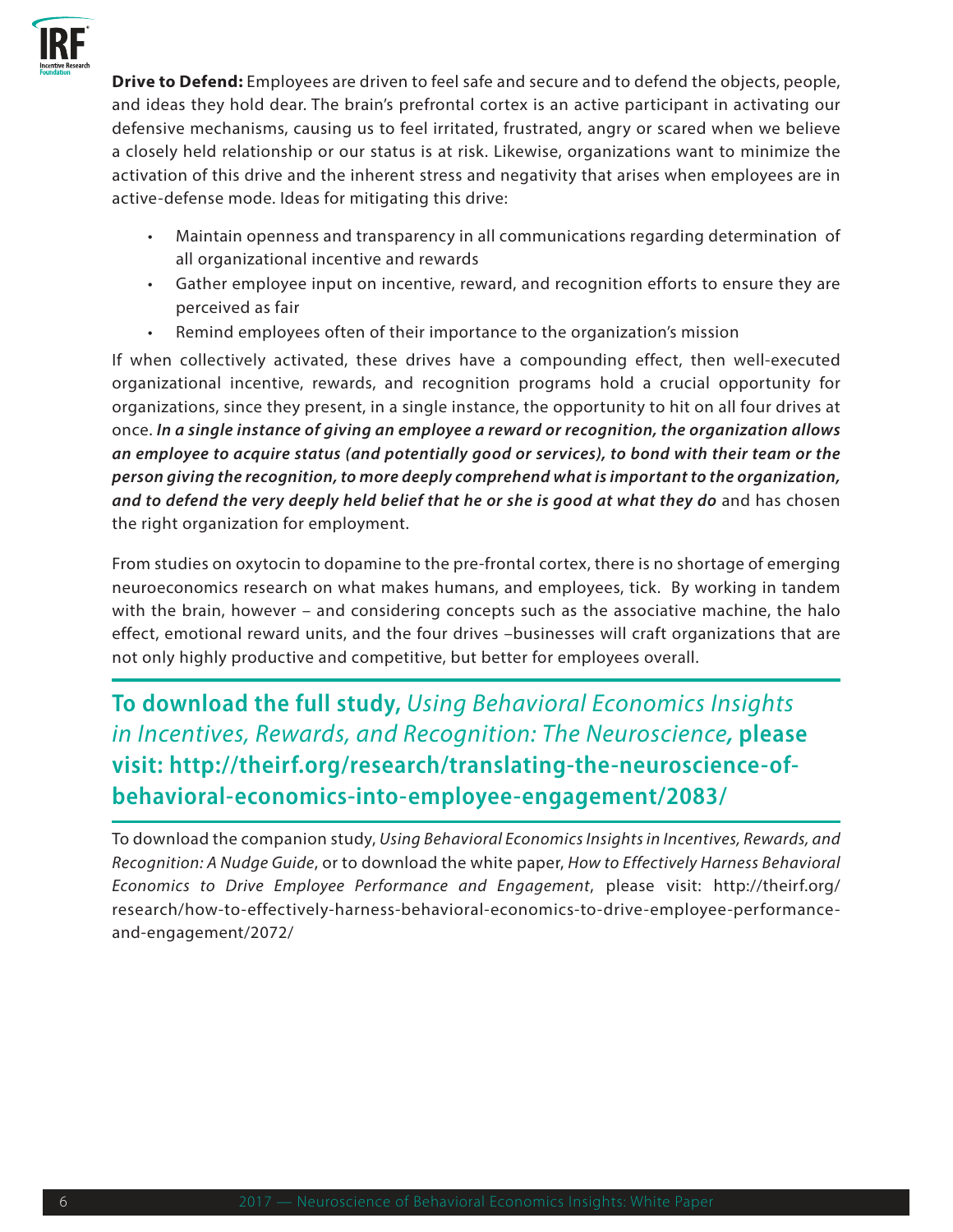**Drive to Defend:** Employees are driven to feel safe and secure and to defend the objects, people, and ideas they hold dear. The brain's prefrontal cortex is an active participant in activating our defensive mechanisms, causing us to feel irritated, frustrated, angry or scared when we believe a closely held relationship or our status is at risk. Likewise, organizations want to minimize the activation of this drive and the inherent stress and negativity that arises when employees are in active-defense mode. Ideas for mitigating this drive:

- Maintain openness and transparency in all communications regarding determination of all organizational incentive and rewards
- Gather employee input on incentive, reward, and recognition efforts to ensure they are perceived as fair
- Remind employees often of their importance to the organization's mission

If when collectively activated, these drives have a compounding effect, then well-executed organizational incentive, rewards, and recognition programs hold a crucial opportunity for organizations, since they present, in a single instance, the opportunity to hit on all four drives at once. ***In a single instance of giving an employee a reward or recognition, the organization allows an employee to acquire status (and potentially good or services), to bond with their team or the person giving the recognition, to more deeply comprehend what is important to the organization, and to defend the very deeply held belief that he or she is good at what they do*** and has chosen the right organization for employment.

From studies on oxytocin to dopamine to the pre-frontal cortex, there is no shortage of emerging neuroeconomics research on what makes humans, and employees, tick. By working in tandem with the brain, however – and considering concepts such as the associative machine, the halo effect, emotional reward units, and the four drives –businesses will craft organizations that are not only highly productive and competitive, but better for employees overall.

---

**To download the full study,** *Using Behavioral Economics Insights in Incentives, Rewards, and Recognition: The Neuroscience***, please visit: http://theirf.org/research/translating-the-neuroscience-of-behavioral-economics-into-employee-engagement/2083/**

---

To download the companion study, *Using Behavioral Economics Insights in Incentives, Rewards, and Recognition: A Nudge Guide*, or to download the white paper, *How to Effectively Harness Behavioral Economics to Drive Employee Performance and Engagement*, please visit: http://theirf.org/research/how-to-effectively-harness-behavioral-economics-to-drive-employee-performance-and-engagement/2072/